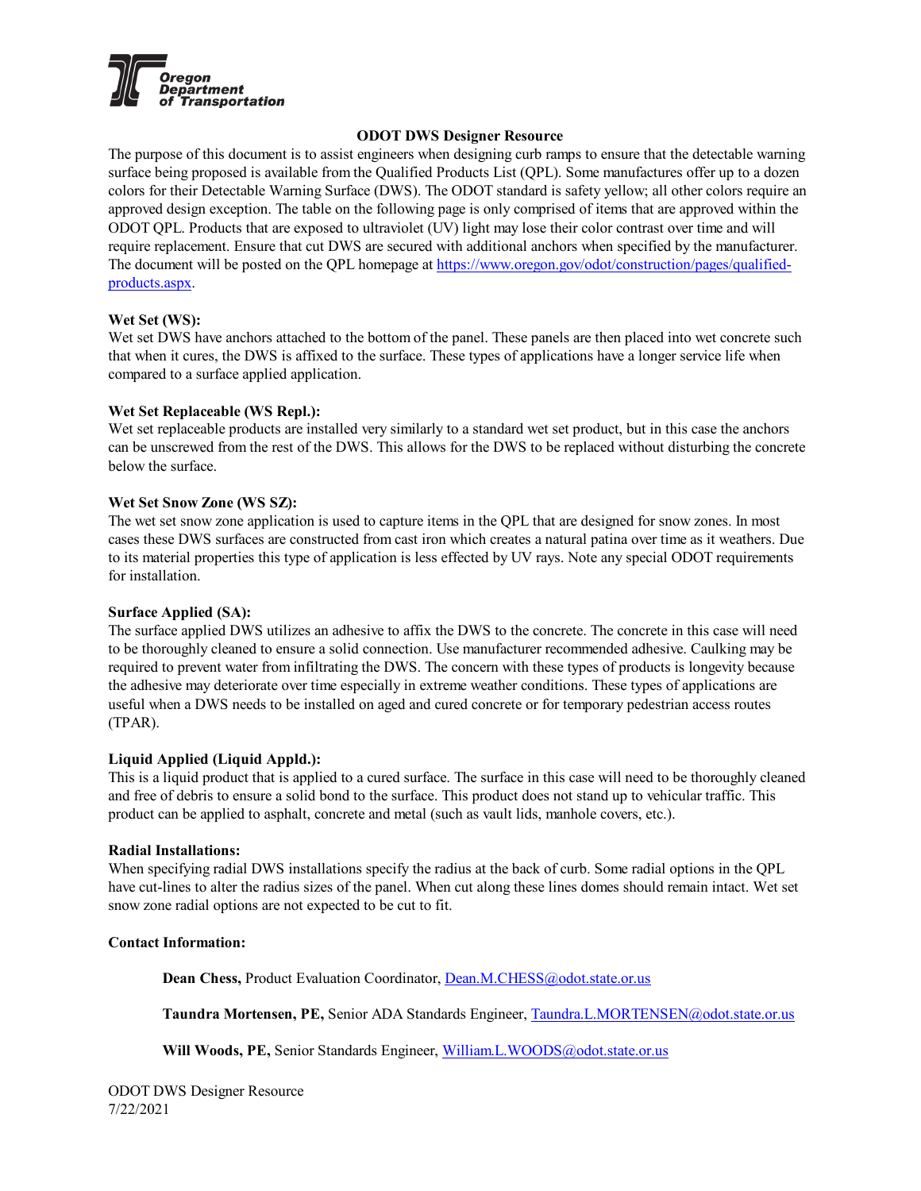# ODOT DWS Designer Resource

The purpose of this document is to assist engineers when designing curb ramps to ensure that the detectable warning surface being proposed is available from the Qualified Products List (QPL). Some manufactures offer up to a dozen colors for their Detectable Warning Surface (DWS). The ODOT standard is safety yellow; all other colors require an approved design exception. The table on the following page is only comprised of items that are approved within the ODOT QPL. Products that are exposed to ultraviolet (UV) light may lose their color contrast over time and will require replacement. Ensure that cut DWS are secured with additional anchors when specified by the manufacturer. The document will be posted on the QPL homepage at [https://www.oregon.gov/odot/construction/pages/qualified-products.aspx](https://www.oregon.gov/odot/construction/pages/qualified-products.aspx).

**Wet Set (WS):**
Wet set DWS have anchors attached to the bottom of the panel. These panels are then placed into wet concrete such that when it cures, the DWS is affixed to the surface. These types of applications have a longer service life when compared to a surface applied application.

**Wet Set Replaceable (WS Repl.):**
Wet set replaceable products are installed very similarly to a standard wet set product, but in this case the anchors can be unscrewed from the rest of the DWS. This allows for the DWS to be replaced without disturbing the concrete below the surface.

**Wet Set Snow Zone (WS SZ):**
The wet set snow zone application is used to capture items in the QPL that are designed for snow zones. In most cases these DWS surfaces are constructed from cast iron which creates a natural patina over time as it weathers. Due to its material properties this type of application is less effected by UV rays. Note any special ODOT requirements for installation.

**Surface Applied (SA):**
The surface applied DWS utilizes an adhesive to affix the DWS to the concrete. The concrete in this case will need to be thoroughly cleaned to ensure a solid connection. Use manufacturer recommended adhesive. Caulking may be required to prevent water from infiltrating the DWS. The concern with these types of products is longevity because the adhesive may deteriorate over time especially in extreme weather conditions. These types of applications are useful when a DWS needs to be installed on aged and cured concrete or for temporary pedestrian access routes (TPAR).

**Liquid Applied (Liquid Appld.):**
This is a liquid product that is applied to a cured surface. The surface in this case will need to be thoroughly cleaned and free of debris to ensure a solid bond to the surface. This product does not stand up to vehicular traffic. This product can be applied to asphalt, concrete and metal (such as vault lids, manhole covers, etc.).

**Radial Installations:**
When specifying radial DWS installations specify the radius at the back of curb. Some radial options in the QPL have cut-lines to alter the radius sizes of the panel. When cut along these lines domes should remain intact. Wet set snow zone radial options are not expected to be cut to fit.

**Contact Information:**

**Dean Chess,** Product Evaluation Coordinator, [Dean.M.CHESS@odot.state.or.us](mailto:Dean.M.CHESS@odot.state.or.us)

**Taundra Mortensen, PE,** Senior ADA Standards Engineer, [Taundra.L.MORTENSEN@odot.state.or.us](mailto:Taundra.L.MORTENSEN@odot.state.or.us)

**Will Woods, PE,** Senior Standards Engineer, [William.L.WOODS@odot.state.or.us](mailto:William.L.WOODS@odot.state.or.us)

ODOT DWS Designer Resource
7/22/2021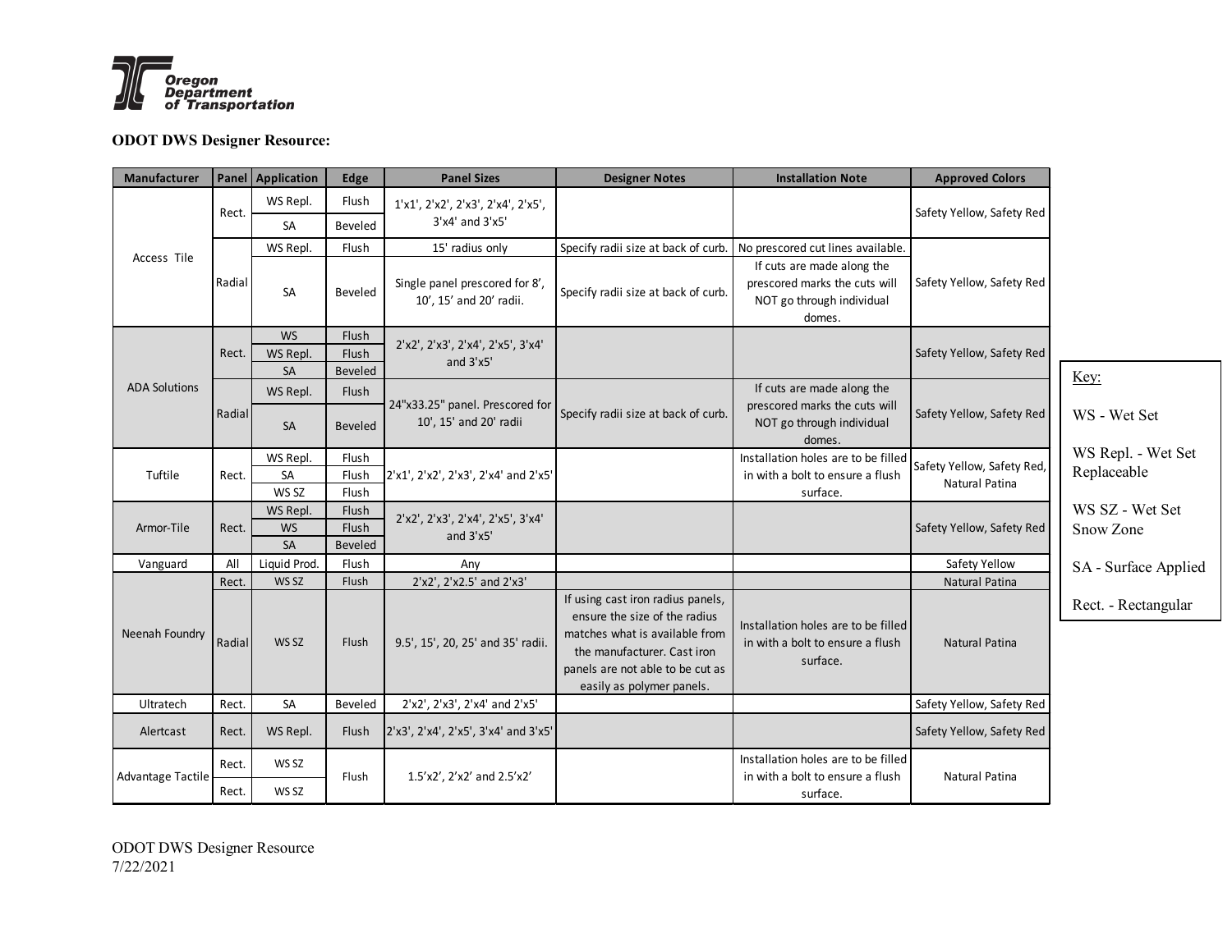**ODOT DWS Designer Resource:**

| Manufacturer | Panel | Application | Edge | Panel Sizes | Designer Notes | Installation Note | Approved Colors |
|---|---|---|---|---|---|---|---|
| Access Tile | Rect. | WS Repl. | Flush | 1'x1', 2'x2', 2'x3', 2'x4', 2'x5', 3'x4' and 3'x5' | | | Safety Yellow, Safety Red |
| | | SA | Beveled | | | | |
| | Radial | WS Repl. | Flush | 15' radius only | Specify radii size at back of curb. | No prescored cut lines available. | Safety Yellow, Safety Red |
| | | SA | Beveled | Single panel prescored for 8', 10', 15' and 20' radii. | Specify radii size at back of curb. | If cuts are made along the prescored marks the cuts will NOT go through individual domes. | |
| ADA Solutions | Rect. | WS | Flush | 2'x2', 2'x3', 2'x4', 2'x5', 3'x4' and 3'x5' | | | Safety Yellow, Safety Red |
| | | WS Repl. | Flush | | | | |
| | | SA | Beveled | | | | |
| | Radial | WS Repl. | Flush | 24"x33.25" panel. Prescored for 10', 15' and 20' radii | Specify radii size at back of curb. | If cuts are made along the prescored marks the cuts will NOT go through individual domes. | Safety Yellow, Safety Red |
| | | SA | Beveled | | | | |
| Tuftile | Rect. | WS Repl. | Flush | 2'x1', 2'x2', 2'x3', 2'x4' and 2'x5' | | Installation holes are to be filled in with a bolt to ensure a flush surface. | Safety Yellow, Safety Red, Natural Patina |
| | | SA | Flush | | | | |
| | | WS SZ | Flush | | | | |
| Armor-Tile | Rect. | WS Repl. | Flush | 2'x2', 2'x3', 2'x4', 2'x5', 3'x4' and 3'x5' | | | Safety Yellow, Safety Red |
| | | WS | Flush | | | | |
| | | SA | Beveled | | | | |
| Vanguard | All | Liquid Prod. | Flush | Any | | | Safety Yellow |
| Neenah Foundry | Rect. | WS SZ | Flush | 2'x2', 2'x2.5' and 2'x3' | | | Natural Patina |
| | Radial | WS SZ | Flush | 9.5', 15', 20, 25' and 35' radii. | If using cast iron radius panels, ensure the size of the radius matches what is available from the manufacturer. Cast iron panels are not able to be cut as easily as polymer panels. | Installation holes are to be filled in with a bolt to ensure a flush surface. | Natural Patina |
| Ultratech | Rect. | SA | Beveled | 2'x2', 2'x3', 2'x4' and 2'x5' | | | Safety Yellow, Safety Red |
| Alertcast | Rect. | WS Repl. | Flush | 2'x3', 2'x4', 2'x5', 3'x4' and 3'x5' | | | Safety Yellow, Safety Red |
| Advantage Tactile | Rect. | WS SZ | Flush | 1.5'x2', 2'x2' and 2.5'x2' | | Installation holes are to be filled in with a bolt to ensure a flush surface. | Natural Patina |
| | Rect. | WS SZ | | | | | |

Key:

WS - Wet Set

WS Repl. - Wet Set Replaceable

WS SZ - Wet Set Snow Zone

SA - Surface Applied

Rect. - Rectangular

ODOT DWS Designer Resource
7/22/2021